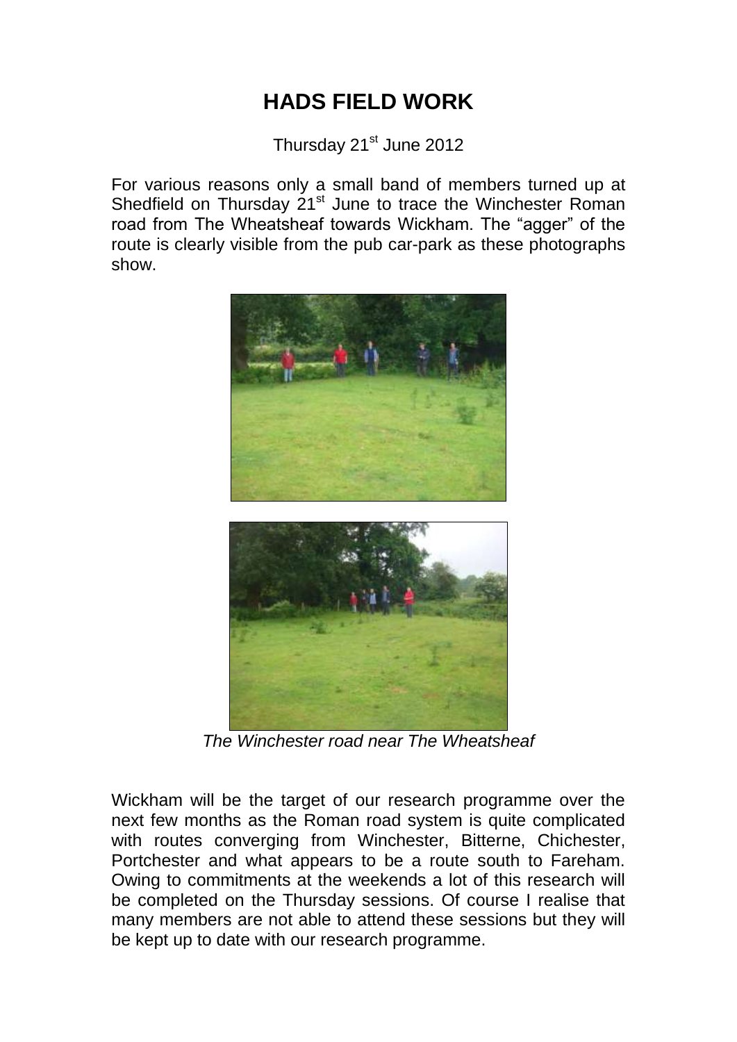# HADS FIELD WORK

Thursday 21st June 2012

For various reasons only a small band of members turned up at Shedfield on Thursday 21st June to trace the Winchester Roman road from The Wheatsheaf towards Wickham. The "agger" of the route is clearly visible from the pub car-park as these photographs show.

*The Winchester road near The Wheatsheaf*

Wickham will be the target of our research programme over the next few months as the Roman road system is quite complicated with routes converging from Winchester, Bitterne, Chichester, Portchester and what appears to be a route south to Fareham. Owing to commitments at the weekends a lot of this research will be completed on the Thursday sessions. Of course I realise that many members are not able to attend these sessions but they will be kept up to date with our research programme.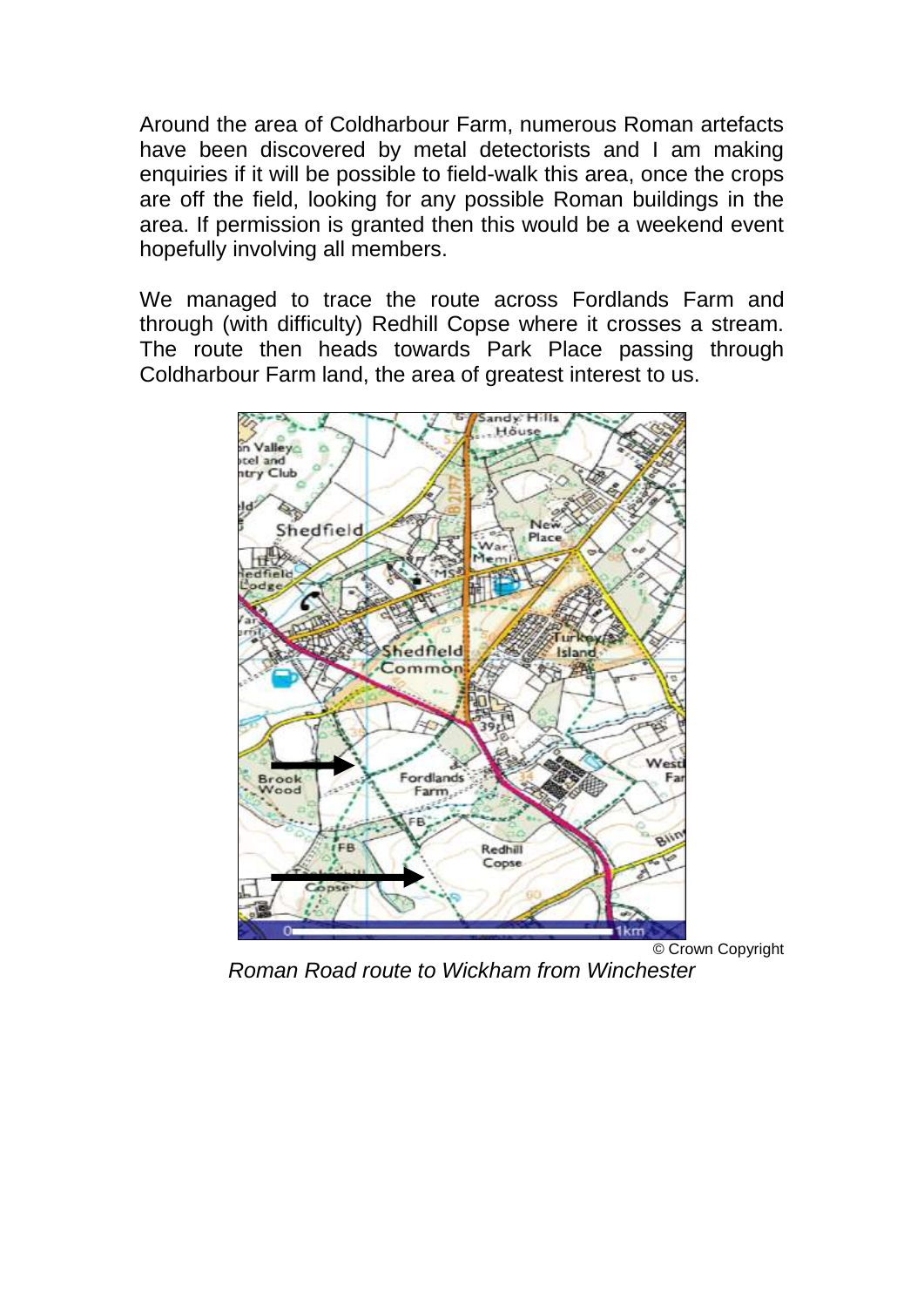Around the area of Coldharbour Farm, numerous Roman artefacts have been discovered by metal detectorists and I am making enquiries if it will be possible to field-walk this area, once the crops are off the field, looking for any possible Roman buildings in the area. If permission is granted then this would be a weekend event hopefully involving all members.

We managed to trace the route across Fordlands Farm and through (with difficulty) Redhill Copse where it crosses a stream. The route then heads towards Park Place passing through Coldharbour Farm land, the area of greatest interest to us.

© Crown Copyright

*Roman Road route to Wickham from Winchester*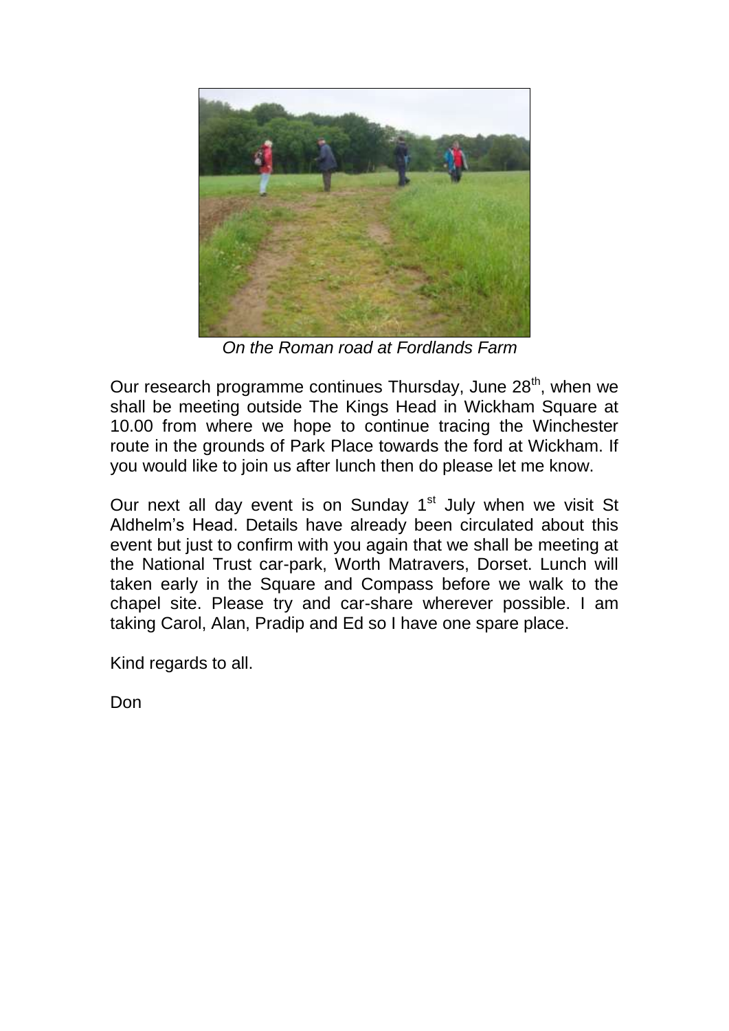*On the Roman road at Fordlands Farm*

Our research programme continues Thursday, June 28th, when we shall be meeting outside The Kings Head in Wickham Square at 10.00 from where we hope to continue tracing the Winchester route in the grounds of Park Place towards the ford at Wickham. If you would like to join us after lunch then do please let me know.

Our next all day event is on Sunday 1st July when we visit St Aldhelm's Head. Details have already been circulated about this event but just to confirm with you again that we shall be meeting at the National Trust car-park, Worth Matravers, Dorset. Lunch will taken early in the Square and Compass before we walk to the chapel site. Please try and car-share wherever possible. I am taking Carol, Alan, Pradip and Ed so I have one spare place.

Kind regards to all.

Don